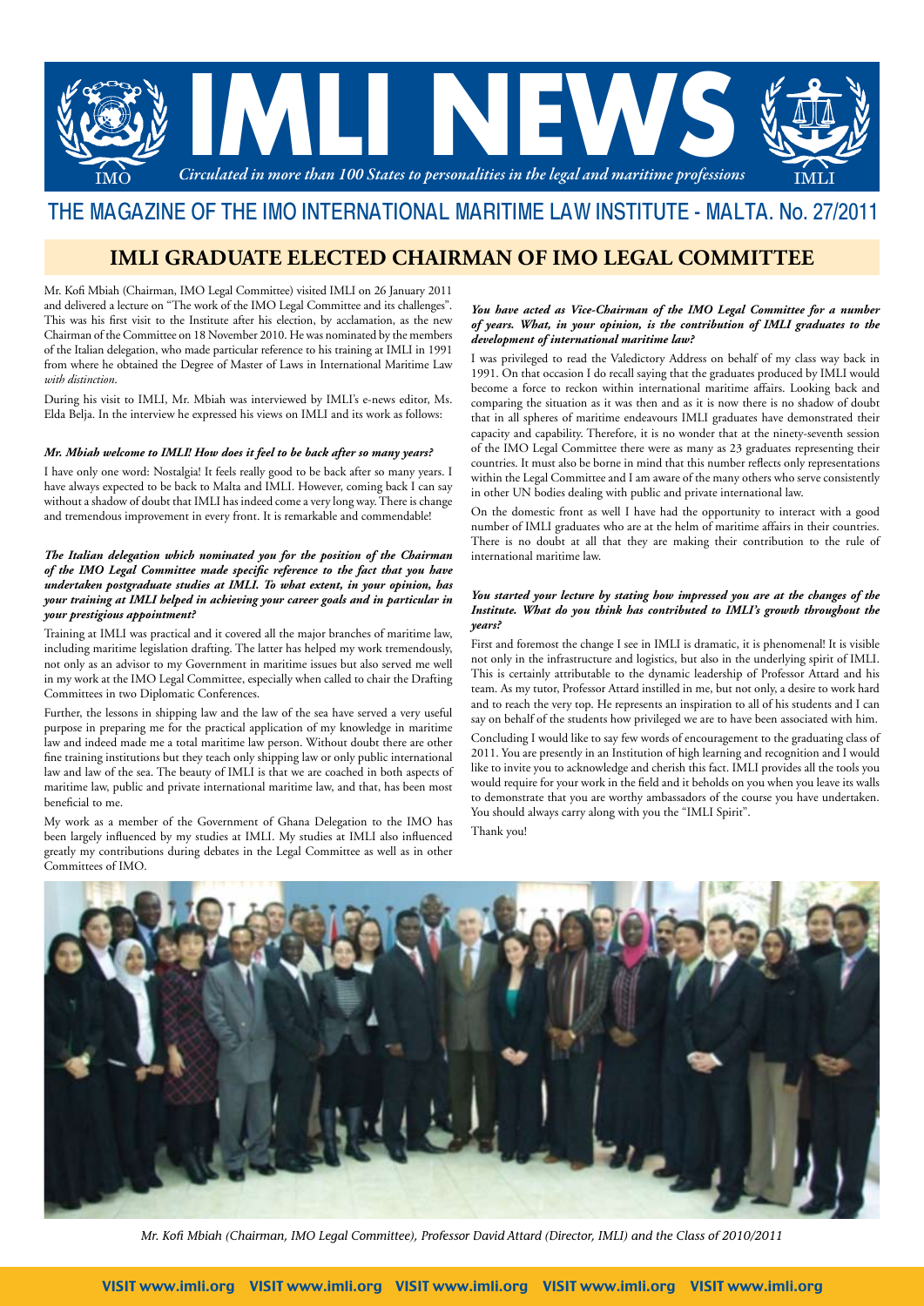# IMLI NEWS

*Circulated in more than 100 States to personalities in the legal and maritime professions*

THE MAGAZINE OF THE IMO INTERNATIONAL MARITIME LAW INSTITUTE - MALTA. No. 27/2011

## IMLI GRADUATE ELECTED CHAIRMAN OF IMO LEGAL COMMITTEE

Mr. Kofi Mbiah (Chairman, IMO Legal Committee) visited IMLI on 26 January 2011 and delivered a lecture on "The work of the IMO Legal Committee and its challenges". This was his first visit to the Institute after his election, by acclamation, as the new Chairman of the Committee on 18 November 2010. He was nominated by the members of the Italian delegation, who made particular reference to his training at IMLI in 1991 from where he obtained the Degree of Master of Laws in International Maritime Law *with distinction*.

During his visit to IMLI, Mr. Mbiah was interviewed by IMLI's e-news editor, Ms. Elda Belja. In the interview he expressed his views on IMLI and its work as follows:

***Mr. Mbiah welcome to IMLI! How does it feel to be back after so many years?***

I have only one word: Nostalgia! It feels really good to be back after so many years. I have always expected to be back to Malta and IMLI. However, coming back I can say without a shadow of doubt that IMLI has indeed come a very long way. There is change and tremendous improvement in every front. It is remarkable and commendable!

***The Italian delegation which nominated you for the position of the Chairman of the IMO Legal Committee made specific reference to the fact that you have undertaken postgraduate studies at IMLI. To what extent, in your opinion, has your training at IMLI helped in achieving your career goals and in particular in your prestigious appointment?***

Training at IMLI was practical and it covered all the major branches of maritime law, including maritime legislation drafting. The latter has helped my work tremendously, not only as an advisor to my Government in maritime issues but also served me well in my work at the IMO Legal Committee, especially when called to chair the Drafting Committees in two Diplomatic Conferences.

Further, the lessons in shipping law and the law of the sea have served a very useful purpose in preparing me for the practical application of my knowledge in maritime law and indeed made me a total maritime law person. Without doubt there are other fine training institutions but they teach only shipping law or only public international law and law of the sea. The beauty of IMLI is that we are coached in both aspects of maritime law, public and private international maritime law, and that, has been most beneficial to me.

My work as a member of the Government of Ghana Delegation to the IMO has been largely influenced by my studies at IMLI. My studies at IMLI also influenced greatly my contributions during debates in the Legal Committee as well as in other Committees of IMO.

***You have acted as Vice-Chairman of the IMO Legal Committee for a number of years. What, in your opinion, is the contribution of IMLI graduates to the development of international maritime law?***

I was privileged to read the Valedictory Address on behalf of my class way back in 1991. On that occasion I do recall saying that the graduates produced by IMLI would become a force to reckon within international maritime affairs. Looking back and comparing the situation as it was then and as it is now there is no shadow of doubt that in all spheres of maritime endeavours IMLI graduates have demonstrated their capacity and capability. Therefore, it is no wonder that at the ninety-seventh session of the IMO Legal Committee there were as many as 23 graduates representing their countries. It must also be borne in mind that this number reflects only representations within the Legal Committee and I am aware of the many others who serve consistently in other UN bodies dealing with public and private international law.

On the domestic front as well I have had the opportunity to interact with a good number of IMLI graduates who are at the helm of maritime affairs in their countries. There is no doubt at all that they are making their contribution to the rule of international maritime law.

***You started your lecture by stating how impressed you are at the changes of the Institute. What do you think has contributed to IMLI's growth throughout the years?***

First and foremost the change I see in IMLI is dramatic, it is phenomenal! It is visible not only in the infrastructure and logistics, but also in the underlying spirit of IMLI. This is certainly attributable to the dynamic leadership of Professor Attard and his team. As my tutor, Professor Attard instilled in me, but not only, a desire to work hard and to reach the very top. He represents an inspiration to all of his students and I can say on behalf of the students how privileged we are to have been associated with him.

Concluding I would like to say few words of encouragement to the graduating class of 2011. You are presently in an Institution of high learning and recognition and I would like to invite you to acknowledge and cherish this fact. IMLI provides all the tools you would require for your work in the field and it beholds on you when you leave its walls to demonstrate that you are worthy ambassadors of the course you have undertaken. You should always carry along with you the "IMLI Spirit".

Thank you!

*Mr. Kofi Mbiah (Chairman, IMO Legal Committee), Professor David Attard (Director, IMLI) and the Class of 2010/2011*

VISIT www.imli.org VISIT www.imli.org VISIT www.imli.org VISIT www.imli.org VISIT www.imli.org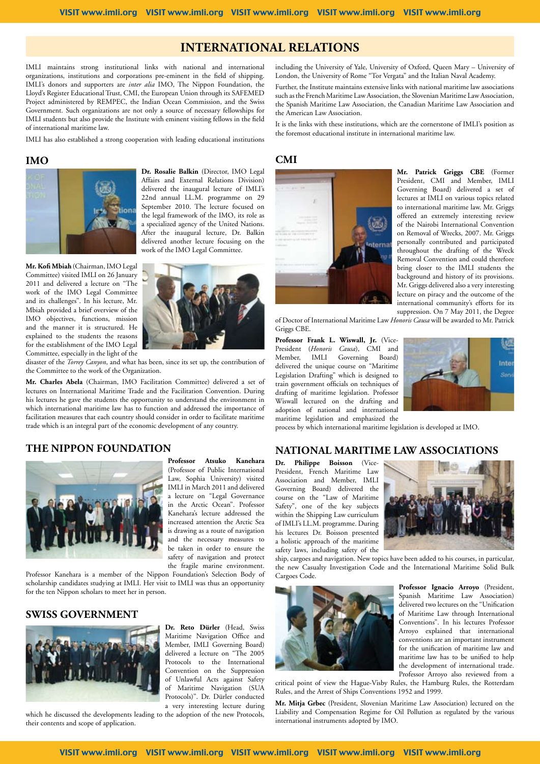# INTERNATIONAL RELATIONS

IMLI maintains strong institutional links with national and international organizations, institutions and corporations pre-eminent in the field of shipping. IMLI's donors and supporters are *inter alia* IMO, The Nippon Foundation, the Lloyd's Register Educational Trust, CMI, the European Union through its SAFEMED Project administered by REMPEC, the Indian Ocean Commission, and the Swiss Government. Such organizations are not only a source of necessary fellowships for IMLI students but also provide the Institute with eminent visiting fellows in the field of international maritime law.

IMLI has also established a strong cooperation with leading educational institutions including the University of Yale, University of Oxford, Queen Mary – University of London, the University of Rome "Tor Vergata" and the Italian Naval Academy.

Further, the Institute maintains extensive links with national maritime law associations such as the French Maritime Law Association, the Slovenian Maritime Law Association, the Spanish Maritime Law Association, the Canadian Maritime Law Association and the American Law Association.

It is the links with these institutions, which are the cornerstone of IMLI's position as the foremost educational institute in international maritime law.

## IMO

**Dr. Rosalie Balkin** (Director, IMO Legal Affairs and External Relations Division) delivered the inaugural lecture of IMLI's 22nd annual LL.M. programme on 29 September 2010. The lecture focused on the legal framework of the IMO, its role as a specialized agency of the United Nations. After the inaugural lecture, Dr. Balkin delivered another lecture focusing on the work of the IMO Legal Committee.

**Mr. Kofi Mbiah** (Chairman, IMO Legal Committee) visited IMLI on 26 January 2011 and delivered a lecture on "The work of the IMO Legal Committee and its challenges". In his lecture, Mr. Mbiah provided a brief overview of the IMO objectives, functions, mission and the manner it is structured. He explained to the students the reasons for the establishment of the IMO Legal Committee, especially in the light of the disaster of the *Torrey Canyon*, and what has been, since its set up, the contribution of the Committee to the work of the Organization.

**Mr. Charles Abela** (Chairman, IMO Facilitation Committee) delivered a set of lectures on International Maritime Trade and the Facilitation Convention. During his lectures he gave the students the opportunity to understand the environment in which international maritime law has to function and addressed the importance of facilitation measures that each country should consider in order to facilitate maritime trade which is an integral part of the economic development of any country.

## THE NIPPON FOUNDATION

**Professor Atsuko Kanehara** (Professor of Public International Law, Sophia University) visited IMLI in March 2011 and delivered a lecture on "Legal Governance in the Arctic Ocean". Professor Kanehara's lecture addressed the increased attention the Arctic Sea is drawing as a route of navigation and the necessary measures to be taken in order to ensure the safety of navigation and protect the fragile marine environment.

Professor Kanehara is a member of the Nippon Foundation's Selection Body of scholarship candidates studying at IMLI. Her visit to IMLI was thus an opportunity for the ten Nippon scholars to meet her in person.

## SWISS GOVERNMENT

**Dr. Reto Dürler** (Head, Swiss Maritime Navigation Office and Member, IMLI Governing Board) delivered a lecture on "The 2005 Protocols to the International Convention on the Suppression of Unlawful Acts against Safety of Maritime Navigation (SUA Protocols)". Dr. Dürler conducted a very interesting lecture during which he discussed the developments leading to the adoption of the new Protocols, their contents and scope of application.

## CMI

**Mr. Patrick Griggs CBE** (Former President, CMI and Member, IMLI Governing Board) delivered a set of lectures at IMLI on various topics related to international maritime law. Mr. Griggs offered an extremely interesting review of the Nairobi International Convention on Removal of Wrecks, 2007. Mr. Griggs personally contributed and participated throughout the drafting of the Wreck Removal Convention and could therefore bring closer to the IMLI students the background and history of its provisions. Mr. Griggs delivered also a very interesting lecture on piracy and the outcome of the international community's efforts for its suppression. On 7 May 2011, the Degree of Doctor of International Maritime Law *Honoris Causa* will be awarded to Mr. Patrick Griggs CBE.

**Professor Frank L. Wiswall, Jr.** (Vice-President (*Honoris Causa*), CMI and Member, IMLI Governing Board) delivered the unique course on "Maritime Legislation Drafting" which is designed to train government officials on techniques of drafting of maritime legislation. Professor Wiswall lectured on the drafting and adoption of national and international maritime legislation and emphasized the process by which international maritime legislation is developed at IMO.

## NATIONAL MARITIME LAW ASSOCIATIONS

**Dr. Philippe Boisson** (Vice-President, French Maritime Law Association and Member, IMLI Governing Board) delivered the course on the "Law of Maritime Safety", one of the key subjects within the Shipping Law curriculum of IMLI's LL.M. programme. During his lectures Dr. Boisson presented a holistic approach of the maritime safety laws, including safety of the ship, cargoes and navigation. New topics have been added to his courses, in particular, the new Casualty Investigation Code and the International Maritime Solid Bulk Cargoes Code.

**Professor Ignacio Arroyo** (President, Spanish Maritime Law Association) delivered two lectures on the "Unification of Maritime Law through International Conventions". In his lectures Professor Arroyo explained that international conventions are an important instrument for the unification of maritime law and maritime law has to be unified to help the development of international trade. Professor Arroyo also reviewed from a critical point of view the Hague-Visby Rules, the Hamburg Rules, the Rotterdam Rules, and the Arrest of Ships Conventions 1952 and 1999.

**Mr. Mitja Grbec** (President, Slovenian Maritime Law Association) lectured on the Liability and Compensation Regime for Oil Pollution as regulated by the various international instruments adopted by IMO.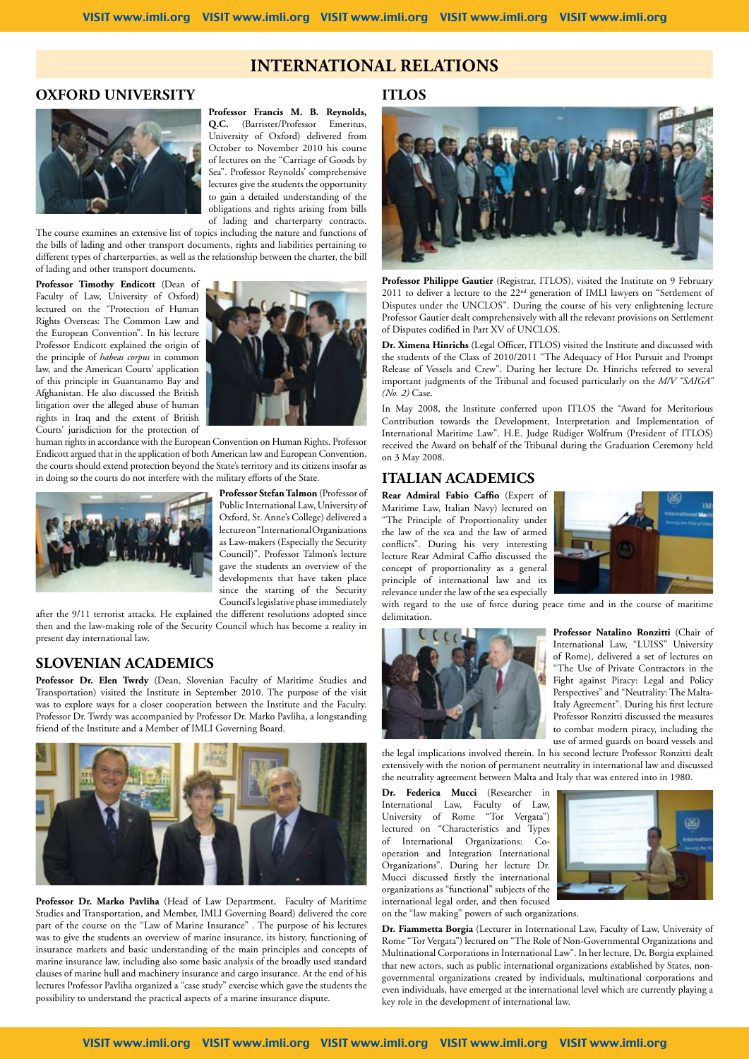# INTERNATIONAL RELATIONS

## OXFORD UNIVERSITY

**Professor Francis M. B. Reynolds, Q.C.** (Barrister/Professor Emeritus, University of Oxford) delivered from October to November 2010 his course of lectures on the "Carriage of Goods by Sea". Professor Reynolds' comprehensive lectures give the students the opportunity to gain a detailed understanding of the obligations and rights arising from bills of lading and charterparty contracts. The course examines an extensive list of topics including the nature and functions of the bills of lading and other transport documents, rights and liabilities pertaining to different types of charterparties, as well as the relationship between the charter, the bill of lading and other transport documents.

**Professor Timothy Endicott** (Dean of Faculty of Law, University of Oxford) lectured on the "Protection of Human Rights Overseas: The Common Law and the European Convention". In his lecture Professor Endicott explained the origin of the principle of *habeas corpus* in common law, and the American Courts' application of this principle in Guantanamo Bay and Afghanistan. He also discussed the British litigation over the alleged abuse of human rights in Iraq and the extent of British Courts' jurisdiction for the protection of human rights in accordance with the European Convention on Human Rights. Professor Endicott argued that in the application of both American law and European Convention, the courts should extend protection beyond the State's territory and its citizens insofar as in doing so the courts do not interfere with the military efforts of the State.

**Professor Stefan Talmon** (Professor of Public International Law, University of Oxford, St. Anne's College) delivered a lecture on "International Organizations as Law-makers (Especially the Security Council)". Professor Talmon's lecture gave the students an overview of the developments that have taken place since the starting of the Security Council's legislative phase immediately after the 9/11 terrorist attacks. He explained the different resolutions adopted since then and the law-making role of the Security Council which has become a reality in present day international law.

## SLOVENIAN ACADEMICS

**Professor Dr. Elen Twrdy** (Dean, Slovenian Faculty of Maritime Studies and Transportation) visited the Institute in September 2010. The purpose of the visit was to explore ways for a closer cooperation between the Institute and the Faculty. Professor Dr. Twrdy was accompanied by Professor Dr. Marko Pavliha, a longstanding friend of the Institute and a Member of IMLI Governing Board.

**Professor Dr. Marko Pavliha** (Head of Law Department, Faculty of Maritime Studies and Transportation, and Member, IMLI Governing Board) delivered the core part of the course on the "Law of Marine Insurance" . The purpose of his lectures was to give the students an overview of marine insurance, its history, functioning of insurance markets and basic understanding of the main principles and concepts of marine insurance law, including also some basic analysis of the broadly used standard clauses of marine hull and machinery insurance and cargo insurance. At the end of his lectures Professor Pavliha organized a "case study" exercise which gave the students the possibility to understand the practical aspects of a marine insurance dispute.

## ITLOS

**Professor Philippe Gautier** (Registrar, ITLOS), visited the Institute on 9 February 2011 to deliver a lecture to the 22nd generation of IMLI lawyers on "Settlement of Disputes under the UNCLOS". During the course of his very enlightening lecture Professor Gautier dealt comprehensively with all the relevant provisions on Settlement of Disputes codified in Part XV of UNCLOS.

**Dr. Ximena Hinrichs** (Legal Officer, ITLOS) visited the Institute and discussed with the students of the Class of 2010/2011 "The Adequacy of Hot Pursuit and Prompt Release of Vessels and Crew". During her lecture Dr. Hinrichs referred to several important judgments of the Tribunal and focused particularly on the *M/V "SAIGA" (No. 2)* Case.

In May 2008, the Institute conferred upon ITLOS the "Award for Meritorious Contribution towards the Development, Interpretation and Implementation of International Maritime Law". H.E. Judge Rüdiger Wolfrum (President of ITLOS) received the Award on behalf of the Tribunal during the Graduation Ceremony held on 3 May 2008.

## ITALIAN ACADEMICS

**Rear Admiral Fabio Caffio** (Expert of Maritime Law, Italian Navy) lectured on "The Principle of Proportionality under the law of the sea and the law of armed conflicts". During his very interesting lecture Rear Admiral Caffio discussed the concept of proportionality as a general principle of international law and its relevance under the law of the sea especially with regard to the use of force during peace time and in the course of maritime delimitation.

**Professor Natalino Ronzitti** (Chair of International Law, "LUISS" University of Rome), delivered a set of lectures on "The Use of Private Contractors in the Fight against Piracy: Legal and Policy Perspectives" and "Neutrality: The Malta-Italy Agreement". During his first lecture Professor Ronzitti discussed the measures to combat modern piracy, including the use of armed guards on board vessels and the legal implications involved therein. In his second lecture Professor Ronzitti dealt extensively with the notion of permanent neutrality in international law and discussed the neutrality agreement between Malta and Italy that was entered into in 1980.

**Dr. Federica Mucci** (Researcher in International Law, Faculty of Law, University of Rome "Tor Vergata") lectured on "Characteristics and Types of International Organizations: Co-operation and Integration International Organizations". During her lecture Dr. Mucci discussed firstly the international organizations as "functional" subjects of the international legal order, and then focused on the "law making" powers of such organizations.

**Dr. Fiammetta Borgia** (Lecturer in International Law, Faculty of Law, University of Rome "Tor Vergata") lectured on "The Role of Non-Governmental Organizations and Multinational Corporations in International Law". In her lecture, Dr. Borgia explained that new actors, such as public international organizations established by States, non-governmental organizations created by individuals, multinational corporations and even individuals, have emerged at the international level which are currently playing a key role in the development of international law.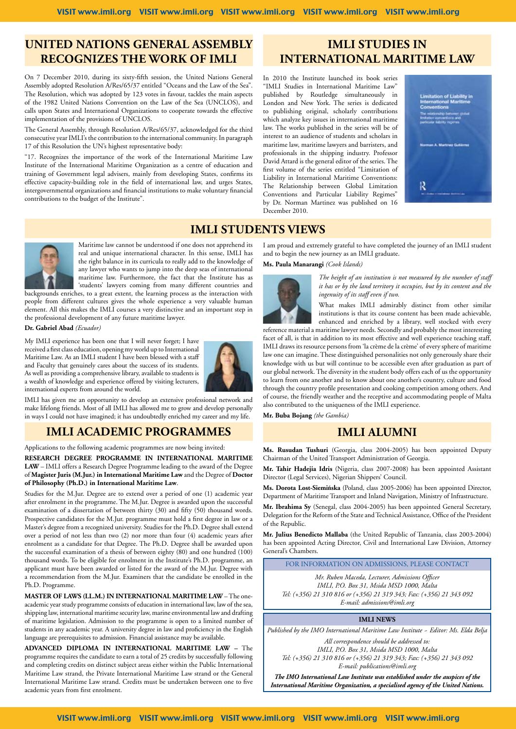## UNITED NATIONS GENERAL ASSEMBLY RECOGNIZES THE WORK OF IMLI

On 7 December 2010, during its sixty-fifth session, the United Nations General Assembly adopted Resolution A/Res/65/37 entitled "Oceans and the Law of the Sea". The Resolution, which was adopted by 123 votes in favour, tackles the main aspects of the 1982 United Nations Convention on the Law of the Sea (UNCLOS), and calls upon States and International Organizations to cooperate towards the effective implementation of the provisions of UNCLOS.

The General Assembly, through Resolution A/Res/65/37, acknowledged for the third consecutive year IMLI's the contribution to the international community. In paragraph 17 of this Resolution the UN's highest representative body:

"17. Recognizes the importance of the work of the International Maritime Law Institute of the International Maritime Organization as a centre of education and training of Government legal advisers, mainly from developing States, confirms its effective capacity-building role in the field of international law, and urges States, intergovernmental organizations and financial institutions to make voluntary financial contributions to the budget of the Institute".

## IMLI STUDIES IN INTERNATIONAL MARITIME LAW

In 2010 the Institute launched its book series "IMLI Studies in International Maritime Law" published by Routledge simultaneously in London and New York. The series is dedicated to publishing original, scholarly contributions which analyze key issues in international maritime law. The works published in the series will be of interest to an audience of students and scholars in maritime law, maritime lawyers and barristers, and professionals in the shipping industry. Professor David Attard is the general editor of the series. The first volume of the series entitled "Limitation of Liability in International Maritime Conventions: The Relationship between Global Limitation Conventions and Particular Liability Regimes" by Dr. Norman Martinez was published on 16 December 2010.

## IMLI STUDENTS VIEWS

Maritime law cannot be understood if one does not apprehend its real and unique international character. In this sense, IMLI has the right balance in its curricula to really add to the knowledge of any lawyer who wants to jump into the deep seas of international maritime law. Furthermore, the fact that the Institute has as 'students' lawyers coming from many different countries and backgrounds enriches, to a great extent, the learning process as the interaction with people from different cultures gives the whole experience a very valuable human element. All this makes the IMLI courses a very distinctive and an important step in the professional development of any future maritime lawyer.

**Dr. Gabriel Abad** *(Ecuador)*

My IMLI experience has been one that I will never forget; I have received a first class education, opening my world up to International Maritime Law. As an IMLI student I have been blessed with a staff and Faculty that genuinely cares about the success of its students. As well as providing a comprehensive library, available to students is a wealth of knowledge and experience offered by visiting lecturers, international experts from around the world.

IMLI has given me an opportunity to develop an extensive professional network and make lifelong friends. Most of all IMLI has allowed me to grow and develop personally in ways I could not have imagined; it has undoubtedly enriched my career and my life.

I am proud and extremely grateful to have completed the journey of an IMLI student and to begin the new journey as an IMLI graduate.

**Ms. Paula Manarangi** *(Cook Islands)*

*The height of an institution is not measured by the number of staff it has or by the land territory it occupies, but by its content and the ingenuity of its staff even if two.*

What makes IMLI admirably distinct from other similar institutions is that its course content has been made achievable, enhanced and enriched by a library, well stocked with every reference material a maritime lawyer needs. Secondly and probably the most interesting facet of all, is that in addition to its most effective and well experience teaching staff, IMLI draws its resource persons from 'la crème de la crème' of every sphere of maritime law one can imagine. These distinguished personalities not only generously share their knowledge with us but will continue to be accessible even after graduation as part of our global network. The diversity in the student body offers each of us the opportunity to learn from one another and to know about one another's country, culture and food through the country profile presentation and cooking competition among others. And of course, the friendly weather and the receptive and accommodating people of Malta also contributed to the uniqueness of the IMLI experience.

**Mr. Buba Bojang** *(the Gambia)*

## IMLI ACADEMIC PROGRAMMES

Applications to the following academic programmes are now being invited:

**RESEARCH DEGREE PROGRAMME IN INTERNATIONAL MARITIME LAW** – IMLI offers a Research Degree Programme leading to the award of the Degree of **Magister Juris (M.Jur.) in International Maritime Law** and the Degree of **Doctor of Philosophy (Ph.D.) in International Maritime Law**.

Studies for the M.Jur. Degree are to extend over a period of one (1) academic year after enrolment in the programme. The M.Jur. Degree is awarded upon the successful examination of a dissertation of between thirty (30) and fifty (50) thousand words. Prospective candidates for the M.Jur. programme must hold a first degree in law or a Master's degree from a recognized university. Studies for the Ph.D. Degree shall extend over a period of not less than two (2) nor more than four (4) academic years after enrolment as a candidate for that Degree. The Ph.D. Degree shall be awarded upon the successful examination of a thesis of between eighty (80) and one hundred (100) thousand words. To be eligible for enrolment in the Institute's Ph.D. programme, an applicant must have been awarded or listed for the award of the M.Jur. Degree with a recommendation from the M.Jur. Examiners that the candidate be enrolled in the Ph.D. Programme.

**MASTER OF LAWS (LL.M.) IN INTERNATIONAL MARITIME LAW** – The one-academic year study programme consists of education in international law, law of the sea, shipping law, international maritime security law, marine environmental law and drafting of maritime legislation. Admission to the programme is open to a limited number of students in any academic year. A university degree in law and proficiency in the English language are prerequisites to admission. Financial assistance may be available.

**ADVANCED DIPLOMA IN INTERNATIONAL MARITIME LAW** – The programme requires the candidate to earn a total of 25 credits by successfully following and completing credits on distinct subject areas either within the Public International Maritime Law strand, the Private International Maritime Law strand or the General International Maritime Law strand. Credits must be undertaken between one to five academic years from first enrolment.

## IMLI ALUMNI

**Ms. Rusudan Tushuri** (Georgia, class 2004-2005) has been appointed Deputy Chairman of the United Transport Administration of Georgia.

**Mr. Tahir Hadejia Idris** (Nigeria, class 2007-2008) has been appointed Assistant Director (Legal Services), Nigerian Shippers' Council.

**Ms. Dorota Lost-Siemińska** (Poland, class 2005-2006) has been appointed Director, Department of Maritime Transport and Inland Navigation, Ministry of Infrastructure.

**Mr. Ibrahima Sy** (Senegal, class 2004-2005) has been appointed General Secretary, Delegation for the Reform of the State and Technical Assistance, Office of the President of the Republic.

**Mr. Julius Benedicto Mallaba** (the United Republic of Tanzania, class 2003-2004) has been appointed Acting Director, Civil and International Law Division, Attorney General's Chambers.

FOR INFORMATION ON ADMISSIONS, PLEASE CONTACT

*Mr. Ruben Maceda, Lecturer, Admissions Officer*
*IMLI, P.O. Box 31, Msida MSD 1000, Malta*
*Tel: (+356) 21 310 816 or (+356) 21 319 343; Fax: (+356) 21 343 092*
*E-mail: admissions@imli.org*

**IMLI NEWS**

*Published by the IMO International Maritime Law Institute - Editor: Ms. Elda Belja*

*All correspondence should be addressed to:*
*IMLI, P.O. Box 31, Msida MSD 1000, Malta*
*Tel: (+356) 21 310 816 or (+356) 21 319 343; Fax: (+356) 21 343 092*
*E-mail: publications@imli.org*

***The IMO International Law Institute was established under the auspices of the International Maritime Organization, a specialised agency of the United Nations.***